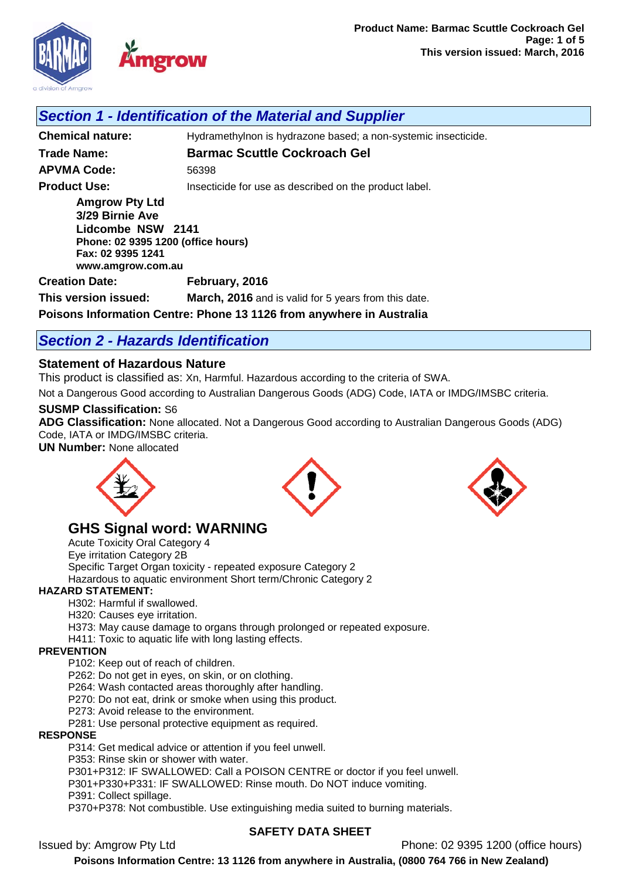## Section 1 - Identification of the Material and Supplier

**Chemical nature:** Hydramethylnon is hydrazone based; a non-systemic insecticide.

**Trade Name:** **Barmac Scuttle Cockroach Gel**

**APVMA Code:** 56398

**Product Use:** Insecticide for use as described on the product label.

**Amgrow Pty Ltd**
**3/29 Birnie Ave**
**Lidcombe NSW 2141**
**Phone: 02 9395 1200 (office hours)**
**Fax: 02 9395 1241**
**www.amgrow.com.au**

**Creation Date:** **February, 2016**

**This version issued:** **March, 2016** and is valid for 5 years from this date.

**Poisons Information Centre: Phone 13 1126 from anywhere in Australia**

## Section 2 - Hazards Identification

### Statement of Hazardous Nature

This product is classified as: Xn, Harmful. Hazardous according to the criteria of SWA.

Not a Dangerous Good according to Australian Dangerous Goods (ADG) Code, IATA or IMDG/IMSBC criteria.

**SUSMP Classification:** S6

**ADG Classification:** None allocated. Not a Dangerous Good according to Australian Dangerous Goods (ADG) Code, IATA or IMDG/IMSBC criteria.

**UN Number:** None allocated

### GHS Signal word: WARNING

Acute Toxicity Oral Category 4
Eye irritation Category 2B
Specific Target Organ toxicity - repeated exposure Category 2
Hazardous to aquatic environment Short term/Chronic Category 2

**HAZARD STATEMENT:**

H302: Harmful if swallowed.
H320: Causes eye irritation.
H373: May cause damage to organs through prolonged or repeated exposure.
H411: Toxic to aquatic life with long lasting effects.

**PREVENTION**

P102: Keep out of reach of children.
P262: Do not get in eyes, on skin, or on clothing.
P264: Wash contacted areas thoroughly after handling.
P270: Do not eat, drink or smoke when using this product.
P273: Avoid release to the environment.
P281: Use personal protective equipment as required.

**RESPONSE**

P314: Get medical advice or attention if you feel unwell.
P353: Rinse skin or shower with water.
P301+P312: IF SWALLOWED: Call a POISON CENTRE or doctor if you feel unwell.
P301+P330+P331: IF SWALLOWED: Rinse mouth. Do NOT induce vomiting.
P391: Collect spillage.
P370+P378: Not combustible. Use extinguishing media suited to burning materials.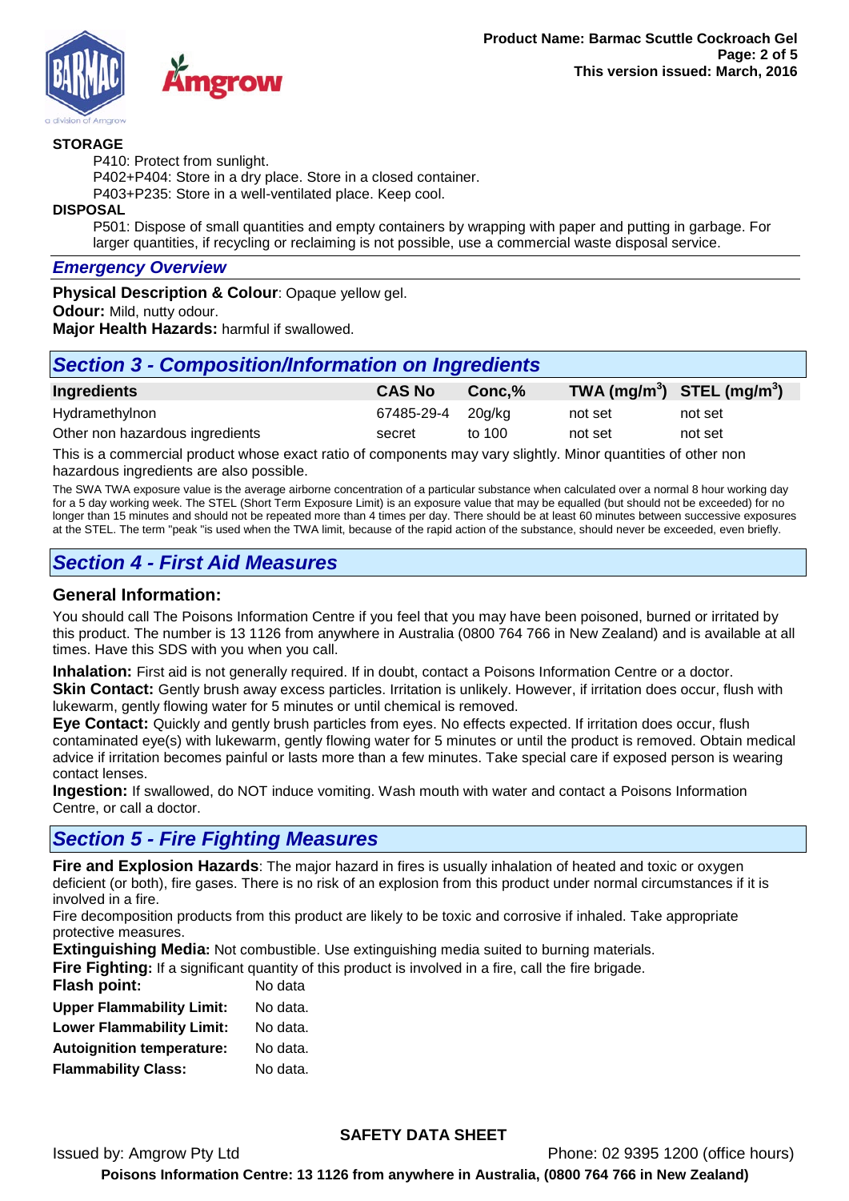**STORAGE**

P410: Protect from sunlight.
P402+P404: Store in a dry place. Store in a closed container.
P403+P235: Store in a well-ventilated place. Keep cool.

**DISPOSAL**

P501: Dispose of small quantities and empty containers by wrapping with paper and putting in garbage. For larger quantities, if recycling or reclaiming is not possible, use a commercial waste disposal service.

## *Emergency Overview*

**Physical Description & Colour**: Opaque yellow gel.
**Odour:** Mild, nutty odour.
**Major Health Hazards:** harmful if swallowed.

## *Section 3 - Composition/Information on Ingredients*

| Ingredients | CAS No | Conc,% | TWA (mg/m$^3$) | STEL (mg/m$^3$) |
|---|---|---|---|---|
| Hydramethylnon | 67485-29-4 | 20g/kg | not set | not set |
| Other non hazardous ingredients | secret | to 100 | not set | not set |

This is a commercial product whose exact ratio of components may vary slightly. Minor quantities of other non hazardous ingredients are also possible.

The SWA TWA exposure value is the average airborne concentration of a particular substance when calculated over a normal 8 hour working day for a 5 day working week. The STEL (Short Term Exposure Limit) is an exposure value that may be equalled (but should not be exceeded) for no longer than 15 minutes and should not be repeated more than 4 times per day. There should be at least 60 minutes between successive exposures at the STEL. The term "peak "is used when the TWA limit, because of the rapid action of the substance, should never be exceeded, even briefly.

## *Section 4 - First Aid Measures*

### General Information:

You should call The Poisons Information Centre if you feel that you may have been poisoned, burned or irritated by this product. The number is 13 1126 from anywhere in Australia (0800 764 766 in New Zealand) and is available at all times. Have this SDS with you when you call.

**Inhalation:** First aid is not generally required. If in doubt, contact a Poisons Information Centre or a doctor.
**Skin Contact:** Gently brush away excess particles. Irritation is unlikely. However, if irritation does occur, flush with lukewarm, gently flowing water for 5 minutes or until chemical is removed.
**Eye Contact:** Quickly and gently brush particles from eyes. No effects expected. If irritation does occur, flush contaminated eye(s) with lukewarm, gently flowing water for 5 minutes or until the product is removed. Obtain medical advice if irritation becomes painful or lasts more than a few minutes. Take special care if exposed person is wearing contact lenses.
**Ingestion:** If swallowed, do NOT induce vomiting. Wash mouth with water and contact a Poisons Information Centre, or call a doctor.

## *Section 5 - Fire Fighting Measures*

**Fire and Explosion Hazards**: The major hazard in fires is usually inhalation of heated and toxic or oxygen deficient (or both), fire gases. There is no risk of an explosion from this product under normal circumstances if it is involved in a fire.
Fire decomposition products from this product are likely to be toxic and corrosive if inhaled. Take appropriate protective measures.
**Extinguishing Media:** Not combustible. Use extinguishing media suited to burning materials.
**Fire Fighting:** If a significant quantity of this product is involved in a fire, call the fire brigade.

**Flash point:** No data
**Upper Flammability Limit:** No data.
**Lower Flammability Limit:** No data.
**Autoignition temperature:** No data.
**Flammability Class:** No data.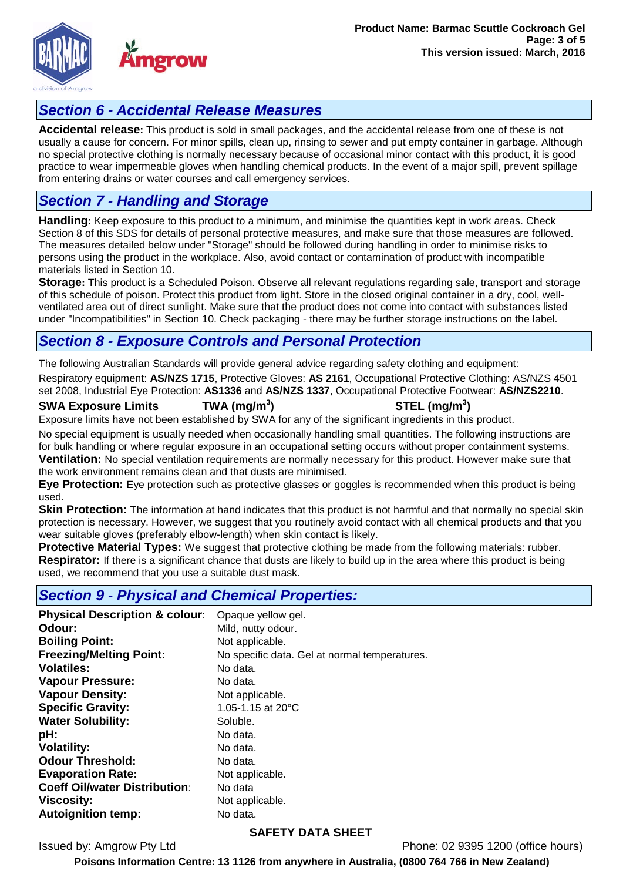## Section 6 - Accidental Release Measures

**Accidental release:** This product is sold in small packages, and the accidental release from one of these is not usually a cause for concern. For minor spills, clean up, rinsing to sewer and put empty container in garbage. Although no special protective clothing is normally necessary because of occasional minor contact with this product, it is good practice to wear impermeable gloves when handling chemical products. In the event of a major spill, prevent spillage from entering drains or water courses and call emergency services.

## Section 7 - Handling and Storage

**Handling:** Keep exposure to this product to a minimum, and minimise the quantities kept in work areas. Check Section 8 of this SDS for details of personal protective measures, and make sure that those measures are followed. The measures detailed below under "Storage" should be followed during handling in order to minimise risks to persons using the product in the workplace. Also, avoid contact or contamination of product with incompatible materials listed in Section 10.

**Storage:** This product is a Scheduled Poison. Observe all relevant regulations regarding sale, transport and storage of this schedule of poison. Protect this product from light. Store in the closed original container in a dry, cool, well-ventilated area out of direct sunlight. Make sure that the product does not come into contact with substances listed under "Incompatibilities" in Section 10. Check packaging - there may be further storage instructions on the label.

## Section 8 - Exposure Controls and Personal Protection

The following Australian Standards will provide general advice regarding safety clothing and equipment:

Respiratory equipment: **AS/NZS 1715**, Protective Gloves: **AS 2161**, Occupational Protective Clothing: AS/NZS 4501 set 2008, Industrial Eye Protection: **AS1336** and **AS/NZS 1337**, Occupational Protective Footwear: **AS/NZS2210**.

| SWA Exposure Limits | TWA (mg/m$^3$) | STEL (mg/m$^3$) |
|---|---|---|

Exposure limits have not been established by SWA for any of the significant ingredients in this product.

No special equipment is usually needed when occasionally handling small quantities. The following instructions are for bulk handling or where regular exposure in an occupational setting occurs without proper containment systems.

**Ventilation:** No special ventilation requirements are normally necessary for this product. However make sure that the work environment remains clean and that dusts are minimised.

**Eye Protection:** Eye protection such as protective glasses or goggles is recommended when this product is being used.

**Skin Protection:** The information at hand indicates that this product is not harmful and that normally no special skin protection is necessary. However, we suggest that you routinely avoid contact with all chemical products and that you wear suitable gloves (preferably elbow-length) when skin contact is likely.

**Protective Material Types:** We suggest that protective clothing be made from the following materials: rubber.

**Respirator:** If there is a significant chance that dusts are likely to build up in the area where this product is being used, we recommend that you use a suitable dust mask.

## Section 9 - Physical and Chemical Properties:

| | |
|---|---|
| **Physical Description & colour**: | Opaque yellow gel. |
| **Odour:** | Mild, nutty odour. |
| **Boiling Point:** | Not applicable. |
| **Freezing/Melting Point:** | No specific data. Gel at normal temperatures. |
| **Volatiles:** | No data. |
| **Vapour Pressure:** | No data. |
| **Vapour Density:** | Not applicable. |
| **Specific Gravity:** | 1.05-1.15 at 20°C |
| **Water Solubility:** | Soluble. |
| **pH:** | No data. |
| **Volatility:** | No data. |
| **Odour Threshold:** | No data. |
| **Evaporation Rate:** | Not applicable. |
| **Coeff Oil/water Distribution**: | No data |
| **Viscosity:** | Not applicable. |
| **Autoignition temp:** | No data. |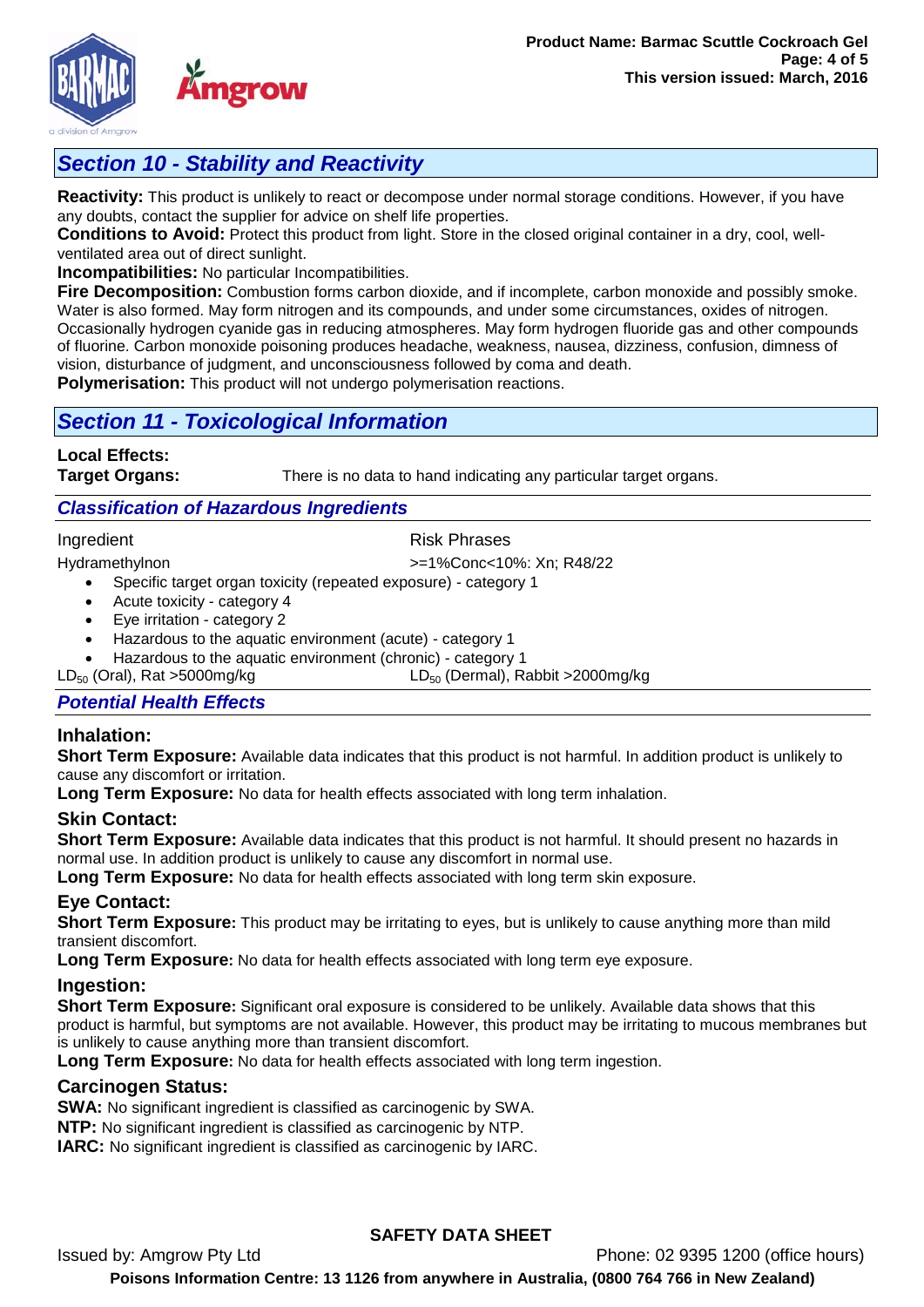## Section 10 - Stability and Reactivity

**Reactivity:** This product is unlikely to react or decompose under normal storage conditions. However, if you have any doubts, contact the supplier for advice on shelf life properties.
**Conditions to Avoid:** Protect this product from light. Store in the closed original container in a dry, cool, well-ventilated area out of direct sunlight.
**Incompatibilities:** No particular Incompatibilities.
**Fire Decomposition:** Combustion forms carbon dioxide, and if incomplete, carbon monoxide and possibly smoke. Water is also formed. May form nitrogen and its compounds, and under some circumstances, oxides of nitrogen. Occasionally hydrogen cyanide gas in reducing atmospheres. May form hydrogen fluoride gas and other compounds of fluorine. Carbon monoxide poisoning produces headache, weakness, nausea, dizziness, confusion, dimness of vision, disturbance of judgment, and unconsciousness followed by coma and death.
**Polymerisation:** This product will not undergo polymerisation reactions.

## Section 11 - Toxicological Information

**Local Effects:**
**Target Organs:** There is no data to hand indicating any particular target organs.

### Classification of Hazardous Ingredients

| Ingredient | Risk Phrases |
|---|---|
| Hydramethylnon | >=1%Conc<10%: Xn; R48/22 |

- Specific target organ toxicity (repeated exposure) - category 1
- Acute toxicity - category 4
- Eye irritation - category 2
- Hazardous to the aquatic environment (acute) - category 1
- Hazardous to the aquatic environment (chronic) - category 1

$LD_{50}$ (Oral), Rat >5000mg/kg    $LD_{50}$ (Dermal), Rabbit >2000mg/kg

### Potential Health Effects

#### Inhalation:

**Short Term Exposure:** Available data indicates that this product is not harmful. In addition product is unlikely to cause any discomfort or irritation.
**Long Term Exposure:** No data for health effects associated with long term inhalation.

#### Skin Contact:

**Short Term Exposure:** Available data indicates that this product is not harmful. It should present no hazards in normal use. In addition product is unlikely to cause any discomfort in normal use.
**Long Term Exposure:** No data for health effects associated with long term skin exposure.

#### Eye Contact:

**Short Term Exposure:** This product may be irritating to eyes, but is unlikely to cause anything more than mild transient discomfort.
**Long Term Exposure:** No data for health effects associated with long term eye exposure.

#### Ingestion:

**Short Term Exposure:** Significant oral exposure is considered to be unlikely. Available data shows that this product is harmful, but symptoms are not available. However, this product may be irritating to mucous membranes but is unlikely to cause anything more than transient discomfort.
**Long Term Exposure:** No data for health effects associated with long term ingestion.

#### Carcinogen Status:

**SWA:** No significant ingredient is classified as carcinogenic by SWA.
**NTP:** No significant ingredient is classified as carcinogenic by NTP.
**IARC:** No significant ingredient is classified as carcinogenic by IARC.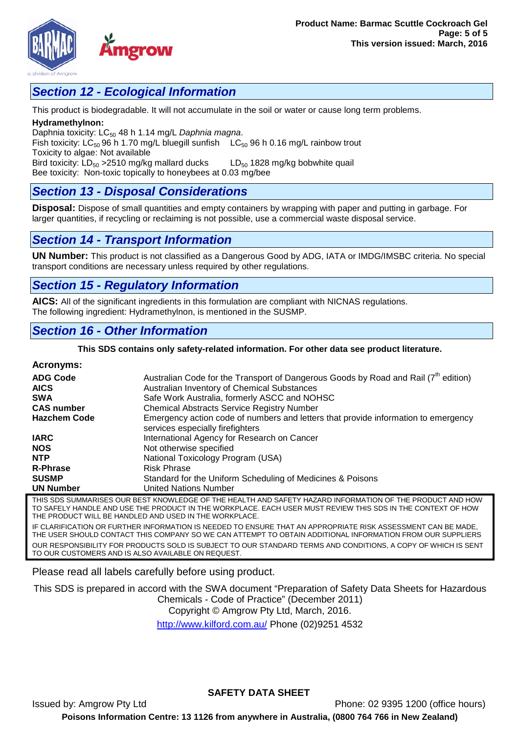## Section 12 - Ecological Information

This product is biodegradable. It will not accumulate in the soil or water or cause long term problems.

**Hydramethylnon:**
Daphnia toxicity: $LC_{50}$ 48 h 1.14 mg/L *Daphnia magna*.
Fish toxicity: $LC_{50}$ 96 h 1.70 mg/L bluegill sunfish    $LC_{50}$ 96 h 0.16 mg/L rainbow trout
Toxicity to algae: Not available
Bird toxicity: $LD_{50}$ >2510 mg/kg mallard ducks    $LD_{50}$ 1828 mg/kg bobwhite quail
Bee toxicity: Non-toxic topically to honeybees at 0.03 mg/bee

## Section 13 - Disposal Considerations

**Disposal:** Dispose of small quantities and empty containers by wrapping with paper and putting in garbage. For larger quantities, if recycling or reclaiming is not possible, use a commercial waste disposal service.

## Section 14 - Transport Information

**UN Number:** This product is not classified as a Dangerous Good by ADG, IATA or IMDG/IMSBC criteria. No special transport conditions are necessary unless required by other regulations.

## Section 15 - Regulatory Information

**AICS:** All of the significant ingredients in this formulation are compliant with NICNAS regulations.
The following ingredient: Hydramethylnon, is mentioned in the SUSMP.

## Section 16 - Other Information

**This SDS contains only safety-related information. For other data see product literature.**

**Acronyms:**

| | |
|---|---|
| **ADG Code** | Australian Code for the Transport of Dangerous Goods by Road and Rail (7th edition) |
| **AICS** | Australian Inventory of Chemical Substances |
| **SWA** | Safe Work Australia, formerly ASCC and NOHSC |
| **CAS number** | Chemical Abstracts Service Registry Number |
| **Hazchem Code** | Emergency action code of numbers and letters that provide information to emergency services especially firefighters |
| **IARC** | International Agency for Research on Cancer |
| **NOS** | Not otherwise specified |
| **NTP** | National Toxicology Program (USA) |
| **R-Phrase** | Risk Phrase |
| **SUSMP** | Standard for the Uniform Scheduling of Medicines & Poisons |
| **UN Number** | United Nations Number |

THIS SDS SUMMARISES OUR BEST KNOWLEDGE OF THE HEALTH AND SAFETY HAZARD INFORMATION OF THE PRODUCT AND HOW TO SAFELY HANDLE AND USE THE PRODUCT IN THE WORKPLACE. EACH USER MUST REVIEW THIS SDS IN THE CONTEXT OF HOW THE PRODUCT WILL BE HANDLED AND USED IN THE WORKPLACE.

IF CLARIFICATION OR FURTHER INFORMATION IS NEEDED TO ENSURE THAT AN APPROPRIATE RISK ASSESSMENT CAN BE MADE, THE USER SHOULD CONTACT THIS COMPANY SO WE CAN ATTEMPT TO OBTAIN ADDITIONAL INFORMATION FROM OUR SUPPLIERS

OUR RESPONSIBILITY FOR PRODUCTS SOLD IS SUBJECT TO OUR STANDARD TERMS AND CONDITIONS, A COPY OF WHICH IS SENT TO OUR CUSTOMERS AND IS ALSO AVAILABLE ON REQUEST.

Please read all labels carefully before using product.

This SDS is prepared in accord with the SWA document "Preparation of Safety Data Sheets for Hazardous Chemicals - Code of Practice" (December 2011)
Copyright © Amgrow Pty Ltd, March, 2016.
http://www.kilford.com.au/ Phone (02)9251 4532